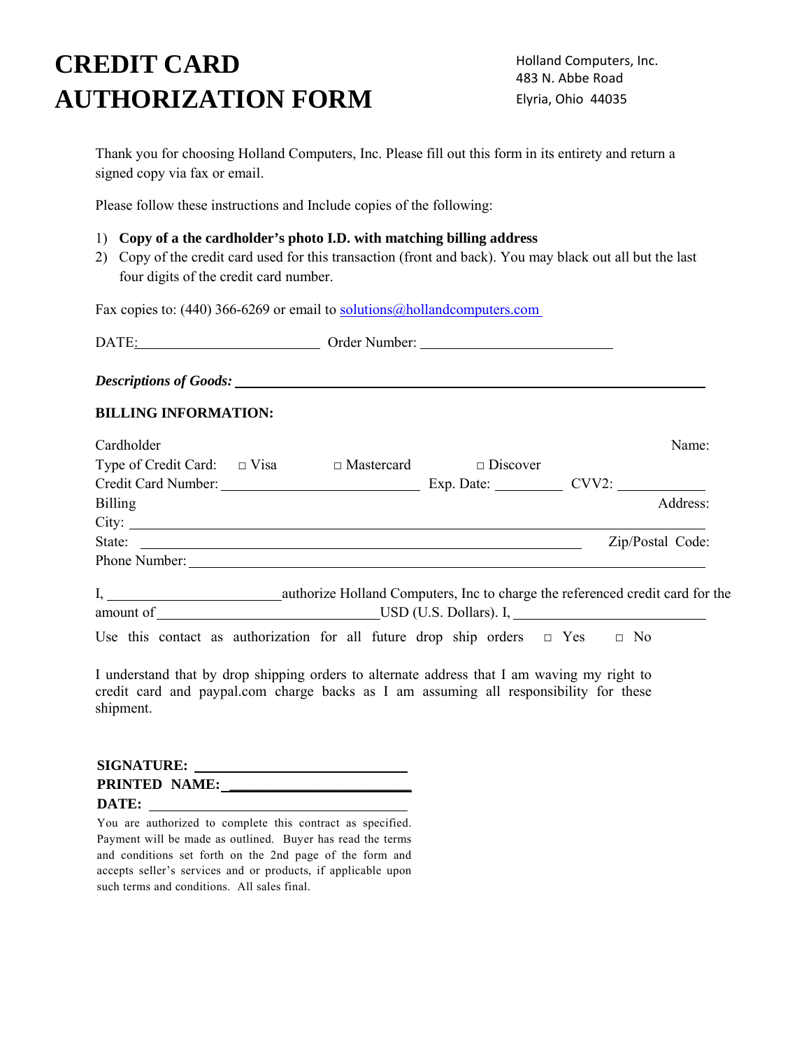# CREDIT CARD AUTHORIZATION FORM

Holland Computers, Inc.
483 N. Abbe Road
Elyria, Ohio 44035

Thank you for choosing Holland Computers, Inc. Please fill out this form in its entirety and return a signed copy via fax or email.

Please follow these instructions and Include copies of the following:

1) **Copy of a the cardholder's photo I.D. with matching billing address**
2) Copy of the credit card used for this transaction (front and back). You may black out all but the last four digits of the credit card number.

Fax copies to: (440) 366-6269 or email to solutions@hollandcomputers.com

DATE:\_\_\_\_\_\_\_\_\_\_\_\_\_\_\_\_\_\_\_\_\_\_\_\_ Order Number: \_\_\_\_\_\_\_\_\_\_\_\_\_\_\_\_\_\_\_\_\_\_\_\_

***Descriptions of Goods:*** \_\_\_\_\_\_\_\_\_\_\_\_\_\_\_\_\_\_\_\_\_\_\_\_\_\_\_\_\_\_\_\_\_\_\_\_\_\_\_\_\_\_\_\_

**BILLING INFORMATION:**

Cardholder Name:

Type of Credit Card: □ Visa □ Mastercard □ Discover

Credit Card Number: \_\_\_\_\_\_\_\_\_\_\_\_\_\_\_\_\_\_\_\_\_\_\_\_ Exp. Date: \_\_\_\_\_\_\_\_ CVV2: \_\_\_\_\_\_\_\_\_\_

Billing Address:

City: \_\_\_\_\_\_\_\_\_\_\_\_\_\_\_\_\_\_\_\_\_\_\_\_\_\_\_\_\_\_\_\_\_\_\_\_\_\_\_\_\_\_\_\_\_\_\_\_\_\_\_\_

State: \_\_\_\_\_\_\_\_\_\_\_\_\_\_\_\_\_\_\_\_\_\_\_\_\_\_\_\_\_\_\_\_\_\_\_\_\_\_\_\_\_\_ Zip/Postal Code:

Phone Number: \_\_\_\_\_\_\_\_\_\_\_\_\_\_\_\_\_\_\_\_\_\_\_\_\_\_\_\_\_\_\_\_\_\_\_\_\_\_\_\_\_\_\_\_\_\_\_\_\_\_

I, \_\_\_\_\_\_\_\_\_\_\_\_\_\_\_\_\_\_\_\_\_\_authorize Holland Computers, Inc to charge the referenced credit card for the amount of\_\_\_\_\_\_\_\_\_\_\_\_\_\_\_\_\_\_\_\_\_\_\_\_\_\_\_\_USD (U.S. Dollars). I, \_\_\_\_\_\_\_\_\_\_\_\_\_\_\_\_\_\_\_\_\_\_\_\_

Use this contact as authorization for all future drop ship orders □ Yes □ No

I understand that by drop shipping orders to alternate address that I am waving my right to credit card and paypal.com charge backs as I am assuming all responsibility for these shipment.

**SIGNATURE:** \_\_\_\_\_\_\_\_\_\_\_\_\_\_\_\_\_\_\_\_\_\_\_\_\_\_\_\_

**PRINTED NAME:** \_\_\_\_\_\_\_\_\_\_\_\_\_\_\_\_\_\_\_\_\_\_\_\_

**DATE:** \_\_\_\_\_\_\_\_\_\_\_\_\_\_\_\_\_\_\_\_\_\_\_\_\_\_\_\_\_\_\_\_

You are authorized to complete this contract as specified. Payment will be made as outlined. Buyer has read the terms and conditions set forth on the 2nd page of the form and accepts seller's services and or products, if applicable upon such terms and conditions. All sales final.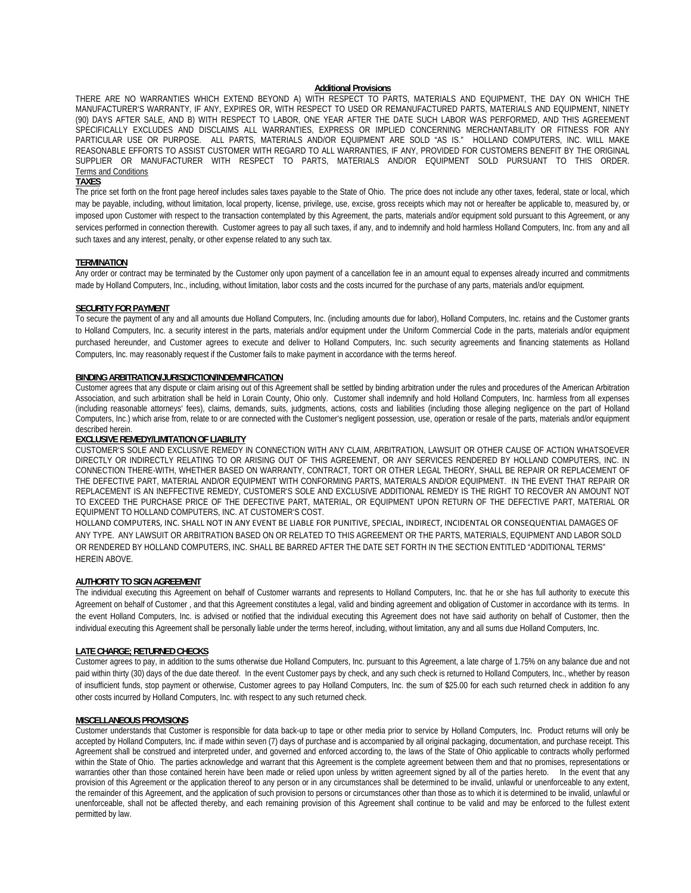**Additional Provisions**

THERE ARE NO WARRANTIES WHICH EXTEND BEYOND A) WITH RESPECT TO PARTS, MATERIALS AND EQUIPMENT, THE DAY ON WHICH THE MANUFACTURER'S WARRANTY, IF ANY, EXPIRES OR, WITH RESPECT TO USED OR REMANUFACTURED PARTS, MATERIALS AND EQUIPMENT, NINETY (90) DAYS AFTER SALE, AND B) WITH RESPECT TO LABOR, ONE YEAR AFTER THE DATE SUCH LABOR WAS PERFORMED, AND THIS AGREEMENT SPECIFICALLY EXCLUDES AND DISCLAIMS ALL WARRANTIES, EXPRESS OR IMPLIED CONCERNING MERCHANTABILITY OR FITNESS FOR ANY PARTICULAR USE OR PURPOSE. ALL PARTS, MATERIALS AND/OR EQUIPMENT ARE SOLD "AS IS." HOLLAND COMPUTERS, INC. WILL MAKE REASONABLE EFFORTS TO ASSIST CUSTOMER WITH REGARD TO ALL WARRANTIES, IF ANY, PROVIDED FOR CUSTOMERS BENEFIT BY THE ORIGINAL SUPPLIER OR MANUFACTURER WITH RESPECT TO PARTS, MATERIALS AND/OR EQUIPMENT SOLD PURSUANT TO THIS ORDER.

Terms and Conditions

**TAXES**

The price set forth on the front page hereof includes sales taxes payable to the State of Ohio. The price does not include any other taxes, federal, state or local, which may be payable, including, without limitation, local property, license, privilege, use, excise, gross receipts which may not or hereafter be applicable to, measured by, or imposed upon Customer with respect to the transaction contemplated by this Agreement, the parts, materials and/or equipment sold pursuant to this Agreement, or any services performed in connection therewith. Customer agrees to pay all such taxes, if any, and to indemnify and hold harmless Holland Computers, Inc. from any and all such taxes and any interest, penalty, or other expense related to any such tax.

**TERMINATION**

Any order or contract may be terminated by the Customer only upon payment of a cancellation fee in an amount equal to expenses already incurred and commitments made by Holland Computers, Inc., including, without limitation, labor costs and the costs incurred for the purchase of any parts, materials and/or equipment.

**SECURITY FOR PAYMENT**

To secure the payment of any and all amounts due Holland Computers, Inc. (including amounts due for labor), Holland Computers, Inc. retains and the Customer grants to Holland Computers, Inc. a security interest in the parts, materials and/or equipment under the Uniform Commercial Code in the parts, materials and/or equipment purchased hereunder, and Customer agrees to execute and deliver to Holland Computers, Inc. such security agreements and financing statements as Holland Computers, Inc. may reasonably request if the Customer fails to make payment in accordance with the terms hereof.

**BINDING ARBITRATION/JURISDICTION/INDEMNIFICATION**

Customer agrees that any dispute or claim arising out of this Agreement shall be settled by binding arbitration under the rules and procedures of the American Arbitration Association, and such arbitration shall be held in Lorain County, Ohio only. Customer shall indemnify and hold Holland Computers, Inc. harmless from all expenses (including reasonable attorneys' fees), claims, demands, suits, judgments, actions, costs and liabilities (including those alleging negligence on the part of Holland Computers, Inc.) which arise from, relate to or are connected with the Customer's negligent possession, use, operation or resale of the parts, materials and/or equipment described herein.

**EXCLUSIVE REMEDY/LIMITATION OF LIABILITY**

CUSTOMER'S SOLE AND EXCLUSIVE REMEDY IN CONNECTION WITH ANY CLAIM, ARBITRATION, LAWSUIT OR OTHER CAUSE OF ACTION WHATSOEVER DIRECTLY OR INDIRECTLY RELATING TO OR ARISING OUT OF THIS AGREEMENT, OR ANY SERVICES RENDERED BY HOLLAND COMPUTERS, INC. IN CONNECTION THERE-WITH, WHETHER BASED ON WARRANTY, CONTRACT, TORT OR OTHER LEGAL THEORY, SHALL BE REPAIR OR REPLACEMENT OF THE DEFECTIVE PART, MATERIAL AND/OR EQUIPMENT WITH CONFORMING PARTS, MATERIALS AND/OR EQUIPMENT. IN THE EVENT THAT REPAIR OR REPLACEMENT IS AN INEFFECTIVE REMEDY, CUSTOMER'S SOLE AND EXCLUSIVE ADDITIONAL REMEDY IS THE RIGHT TO RECOVER AN AMOUNT NOT TO EXCEED THE PURCHASE PRICE OF THE DEFECTIVE PART, MATERIAL, OR EQUIPMENT UPON RETURN OF THE DEFECTIVE PART, MATERIAL OR EQUIPMENT TO HOLLAND COMPUTERS, INC. AT CUSTOMER'S COST.

HOLLAND COMPUTERS, INC. SHALL NOT IN ANY EVENT BE LIABLE FOR PUNITIVE, SPECIAL, INDIRECT, INCIDENTAL OR CONSEQUENTIAL DAMAGES OF ANY TYPE. ANY LAWSUIT OR ARBITRATION BASED ON OR RELATED TO THIS AGREEMENT OR THE PARTS, MATERIALS, EQUIPMENT AND LABOR SOLD OR RENDERED BY HOLLAND COMPUTERS, INC. SHALL BE BARRED AFTER THE DATE SET FORTH IN THE SECTION ENTITLED "ADDITIONAL TERMS" HEREIN ABOVE.

**AUTHORITY TO SIGN AGREEMENT**

The individual executing this Agreement on behalf of Customer warrants and represents to Holland Computers, Inc. that he or she has full authority to execute this Agreement on behalf of Customer , and that this Agreement constitutes a legal, valid and binding agreement and obligation of Customer in accordance with its terms. In the event Holland Computers, Inc. is advised or notified that the individual executing this Agreement does not have said authority on behalf of Customer, then the individual executing this Agreement shall be personally liable under the terms hereof, including, without limitation, any and all sums due Holland Computers, Inc.

**LATE CHARGE; RETURNED CHECKS**

Customer agrees to pay, in addition to the sums otherwise due Holland Computers, Inc. pursuant to this Agreement, a late charge of 1.75% on any balance due and not paid within thirty (30) days of the due date thereof. In the event Customer pays by check, and any such check is returned to Holland Computers, Inc., whether by reason of insufficient funds, stop payment or otherwise, Customer agrees to pay Holland Computers, Inc. the sum of $25.00 for each such returned check in addition fo any other costs incurred by Holland Computers, Inc. with respect to any such returned check.

**MISCELLANEOUS PROVISIONS**

Customer understands that Customer is responsible for data back-up to tape or other media prior to service by Holland Computers, Inc. Product returns will only be accepted by Holland Computers, Inc. if made within seven (7) days of purchase and is accompanied by all original packaging, documentation, and purchase receipt. This Agreement shall be construed and interpreted under, and governed and enforced according to, the laws of the State of Ohio applicable to contracts wholly performed within the State of Ohio. The parties acknowledge and warrant that this Agreement is the complete agreement between them and that no promises, representations or warranties other than those contained herein have been made or relied upon unless by written agreement signed by all of the parties hereto. In the event that any provision of this Agreement or the application thereof to any person or in any circumstances shall be determined to be invalid, unlawful or unenforceable to any extent, the remainder of this Agreement, and the application of such provision to persons or circumstances other than those as to which it is determined to be invalid, unlawful or unenforceable, shall not be affected thereby, and each remaining provision of this Agreement shall continue to be valid and may be enforced to the fullest extent permitted by law.